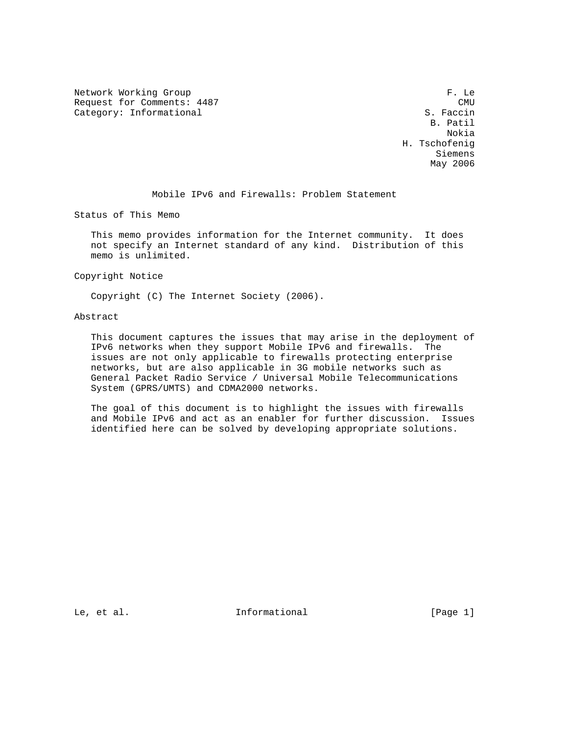Network Working Group F. Le
Request for Comments: 4487 CMU
Category: Informational S. Faccin
B. Patil
Nokia
H. Tschofenig
Siemens
May 2006

# Mobile IPv6 and Firewalls: Problem Statement

## Status of This Memo

This memo provides information for the Internet community. It does not specify an Internet standard of any kind. Distribution of this memo is unlimited.

## Copyright Notice

Copyright (C) The Internet Society (2006).

## Abstract

This document captures the issues that may arise in the deployment of IPv6 networks when they support Mobile IPv6 and firewalls. The issues are not only applicable to firewalls protecting enterprise networks, but are also applicable in 3G mobile networks such as General Packet Radio Service / Universal Mobile Telecommunications System (GPRS/UMTS) and CDMA2000 networks.

The goal of this document is to highlight the issues with firewalls and Mobile IPv6 and act as an enabler for further discussion. Issues identified here can be solved by developing appropriate solutions.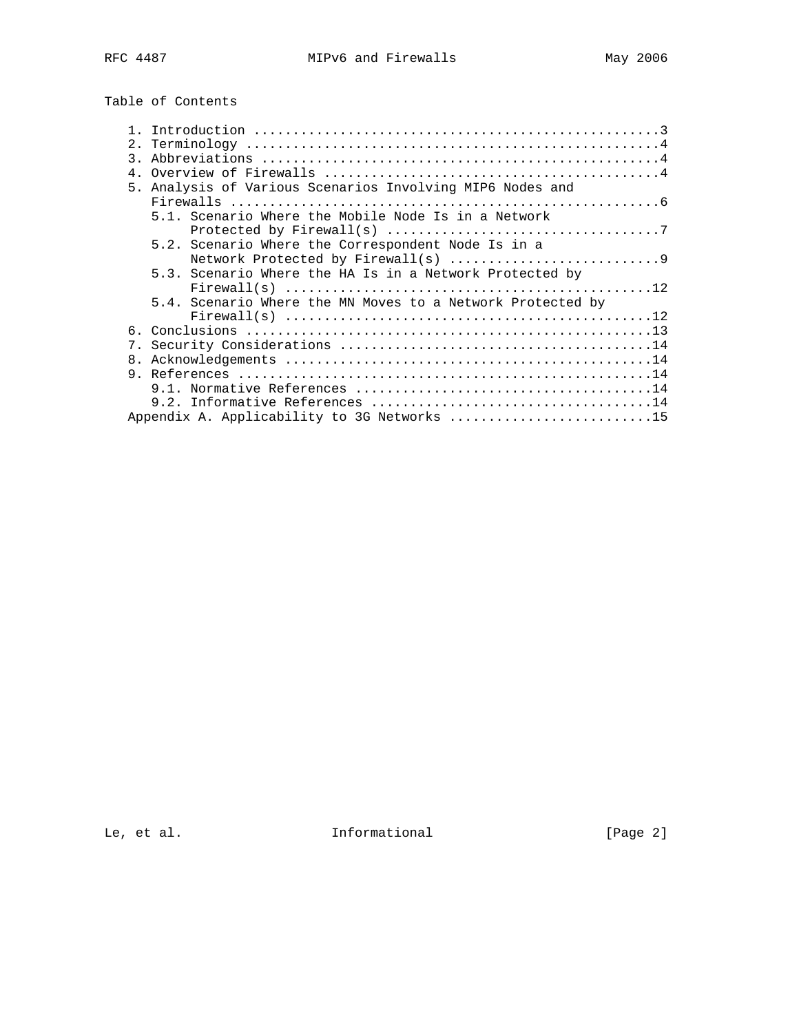# Table of Contents

1. Introduction ....................................................3
2. Terminology .....................................................4
3. Abbreviations ...................................................4
4. Overview of Firewalls ...........................................4
5. Analysis of Various Scenarios Involving MIP6 Nodes and Firewalls ........................................................6
   - 5.1. Scenario Where the Mobile Node Is in a Network Protected by Firewall(s) ..................................7
   - 5.2. Scenario Where the Correspondent Node Is in a Network Protected by Firewall(s) ...........................9
   - 5.3. Scenario Where the HA Is in a Network Protected by Firewall(s) .............................................12
   - 5.4. Scenario Where the MN Moves to a Network Protected by Firewall(s) .............................................12
6. Conclusions ....................................................13
7. Security Considerations ........................................14
8. Acknowledgements ...............................................14
9. References .....................................................14
   - 9.1. Normative References ......................................14
   - 9.2. Informative References ....................................14

Appendix A. Applicability to 3G Networks ..........................15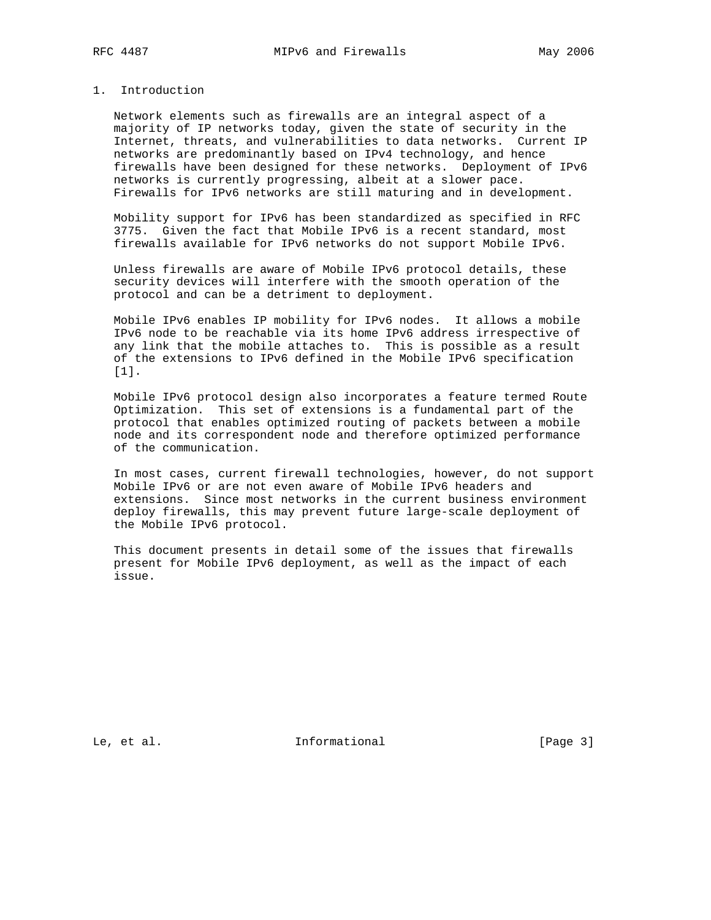## 1. Introduction

Network elements such as firewalls are an integral aspect of a majority of IP networks today, given the state of security in the Internet, threats, and vulnerabilities to data networks. Current IP networks are predominantly based on IPv4 technology, and hence firewalls have been designed for these networks. Deployment of IPv6 networks is currently progressing, albeit at a slower pace. Firewalls for IPv6 networks are still maturing and in development.

Mobility support for IPv6 has been standardized as specified in RFC 3775. Given the fact that Mobile IPv6 is a recent standard, most firewalls available for IPv6 networks do not support Mobile IPv6.

Unless firewalls are aware of Mobile IPv6 protocol details, these security devices will interfere with the smooth operation of the protocol and can be a detriment to deployment.

Mobile IPv6 enables IP mobility for IPv6 nodes. It allows a mobile IPv6 node to be reachable via its home IPv6 address irrespective of any link that the mobile attaches to. This is possible as a result of the extensions to IPv6 defined in the Mobile IPv6 specification [1].

Mobile IPv6 protocol design also incorporates a feature termed Route Optimization. This set of extensions is a fundamental part of the protocol that enables optimized routing of packets between a mobile node and its correspondent node and therefore optimized performance of the communication.

In most cases, current firewall technologies, however, do not support Mobile IPv6 or are not even aware of Mobile IPv6 headers and extensions. Since most networks in the current business environment deploy firewalls, this may prevent future large-scale deployment of the Mobile IPv6 protocol.

This document presents in detail some of the issues that firewalls present for Mobile IPv6 deployment, as well as the impact of each issue.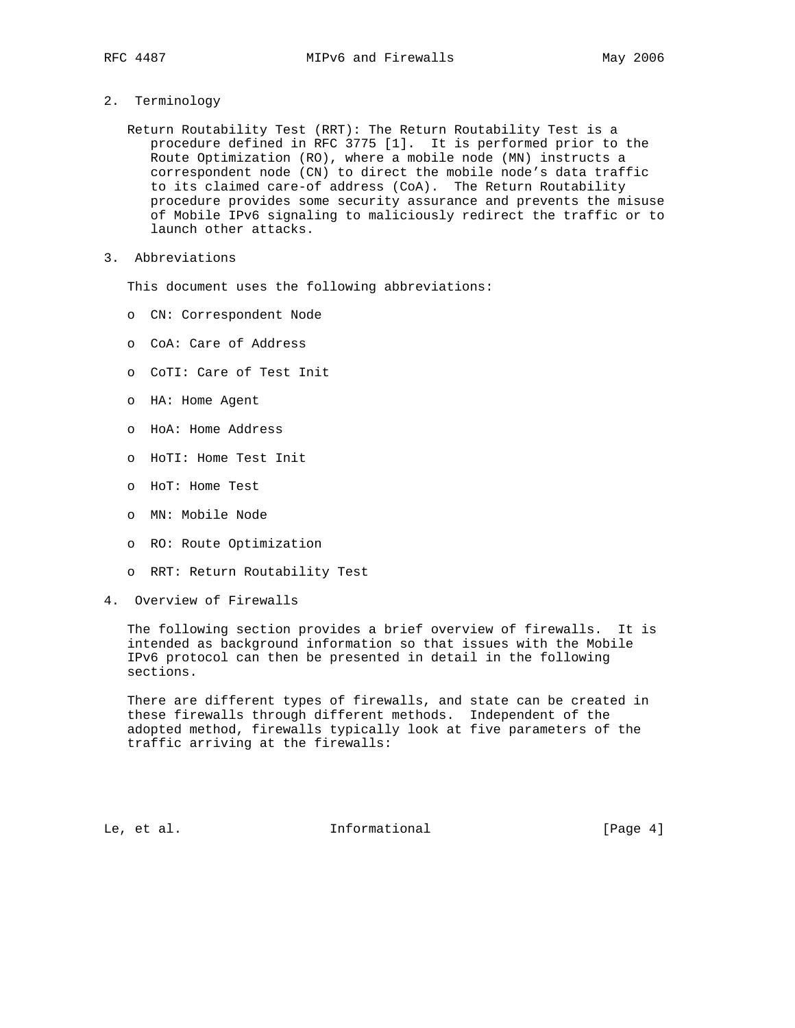## 2. Terminology

Return Routability Test (RRT): The Return Routability Test is a procedure defined in RFC 3775 [1]. It is performed prior to the Route Optimization (RO), where a mobile node (MN) instructs a correspondent node (CN) to direct the mobile node's data traffic to its claimed care-of address (CoA). The Return Routability procedure provides some security assurance and prevents the misuse of Mobile IPv6 signaling to maliciously redirect the traffic or to launch other attacks.

## 3. Abbreviations

This document uses the following abbreviations:

- CN: Correspondent Node
- CoA: Care of Address
- CoTI: Care of Test Init
- HA: Home Agent
- HoA: Home Address
- HoTI: Home Test Init
- HoT: Home Test
- MN: Mobile Node
- RO: Route Optimization
- RRT: Return Routability Test

## 4. Overview of Firewalls

The following section provides a brief overview of firewalls. It is intended as background information so that issues with the Mobile IPv6 protocol can then be presented in detail in the following sections.

There are different types of firewalls, and state can be created in these firewalls through different methods. Independent of the adopted method, firewalls typically look at five parameters of the traffic arriving at the firewalls: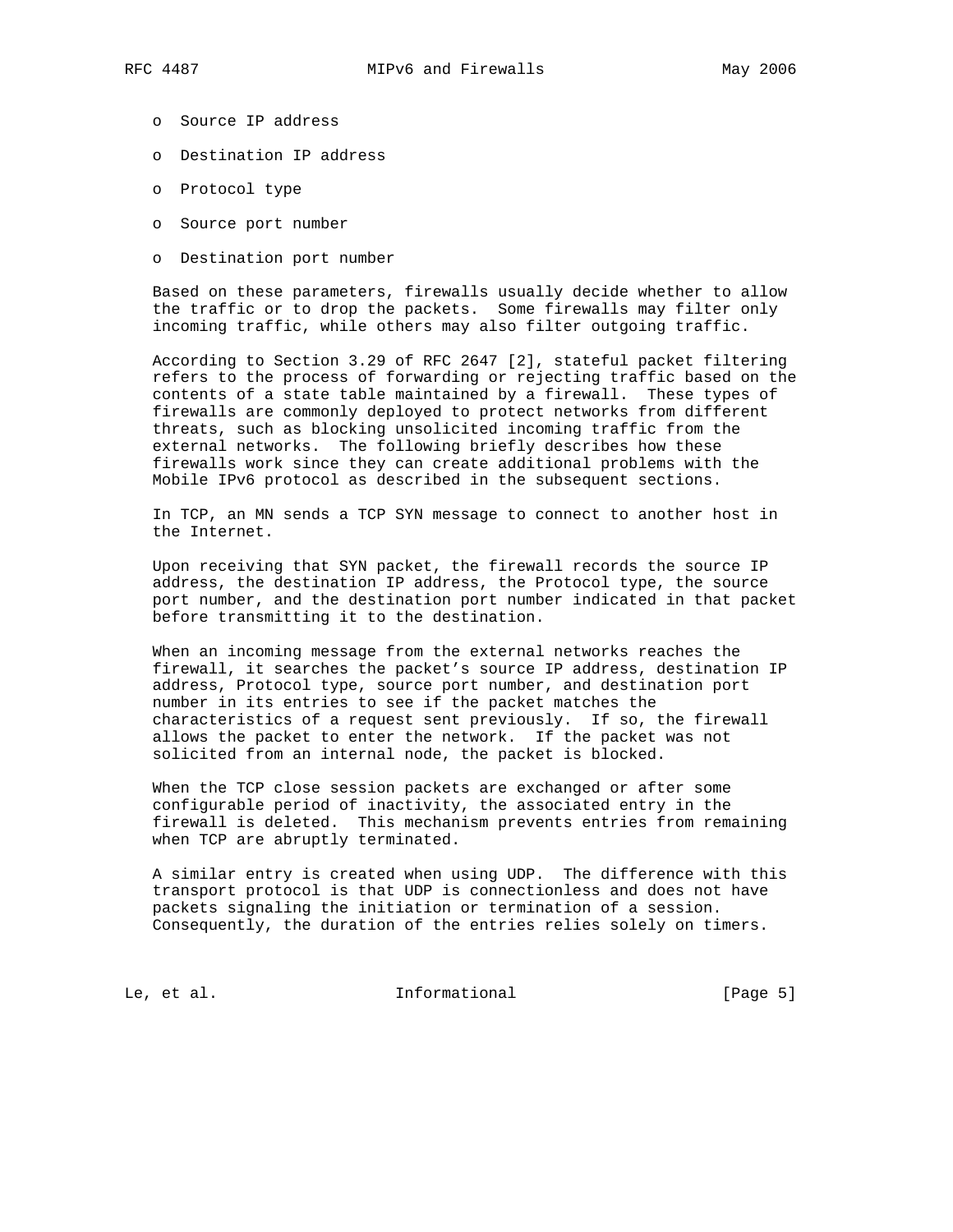- Source IP address
- Destination IP address
- Protocol type
- Source port number
- Destination port number

Based on these parameters, firewalls usually decide whether to allow the traffic or to drop the packets. Some firewalls may filter only incoming traffic, while others may also filter outgoing traffic.

According to Section 3.29 of RFC 2647 [2], stateful packet filtering refers to the process of forwarding or rejecting traffic based on the contents of a state table maintained by a firewall. These types of firewalls are commonly deployed to protect networks from different threats, such as blocking unsolicited incoming traffic from the external networks. The following briefly describes how these firewalls work since they can create additional problems with the Mobile IPv6 protocol as described in the subsequent sections.

In TCP, an MN sends a TCP SYN message to connect to another host in the Internet.

Upon receiving that SYN packet, the firewall records the source IP address, the destination IP address, the Protocol type, the source port number, and the destination port number indicated in that packet before transmitting it to the destination.

When an incoming message from the external networks reaches the firewall, it searches the packet's source IP address, destination IP address, Protocol type, source port number, and destination port number in its entries to see if the packet matches the characteristics of a request sent previously. If so, the firewall allows the packet to enter the network. If the packet was not solicited from an internal node, the packet is blocked.

When the TCP close session packets are exchanged or after some configurable period of inactivity, the associated entry in the firewall is deleted. This mechanism prevents entries from remaining when TCP are abruptly terminated.

A similar entry is created when using UDP. The difference with this transport protocol is that UDP is connectionless and does not have packets signaling the initiation or termination of a session. Consequently, the duration of the entries relies solely on timers.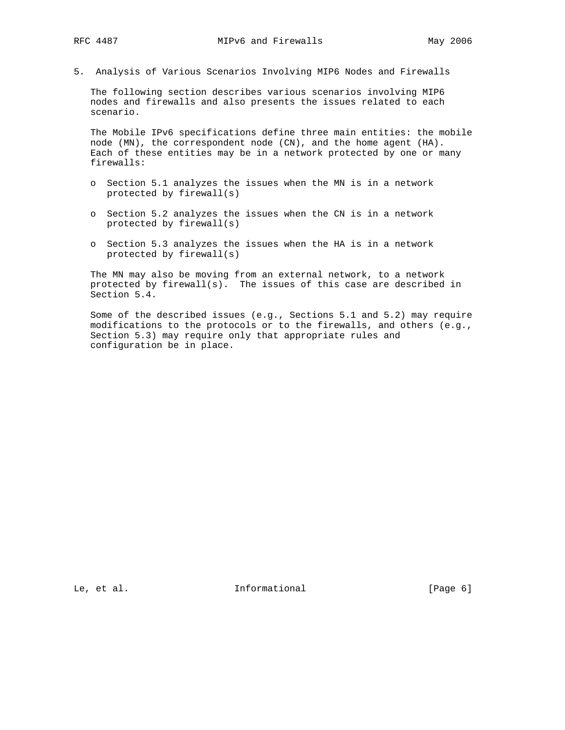## 5. Analysis of Various Scenarios Involving MIP6 Nodes and Firewalls

The following section describes various scenarios involving MIP6 nodes and firewalls and also presents the issues related to each scenario.

The Mobile IPv6 specifications define three main entities: the mobile node (MN), the correspondent node (CN), and the home agent (HA). Each of these entities may be in a network protected by one or many firewalls:

- Section 5.1 analyzes the issues when the MN is in a network protected by firewall(s)
- Section 5.2 analyzes the issues when the CN is in a network protected by firewall(s)
- Section 5.3 analyzes the issues when the HA is in a network protected by firewall(s)

The MN may also be moving from an external network, to a network protected by firewall(s). The issues of this case are described in Section 5.4.

Some of the described issues (e.g., Sections 5.1 and 5.2) may require modifications to the protocols or to the firewalls, and others (e.g., Section 5.3) may require only that appropriate rules and configuration be in place.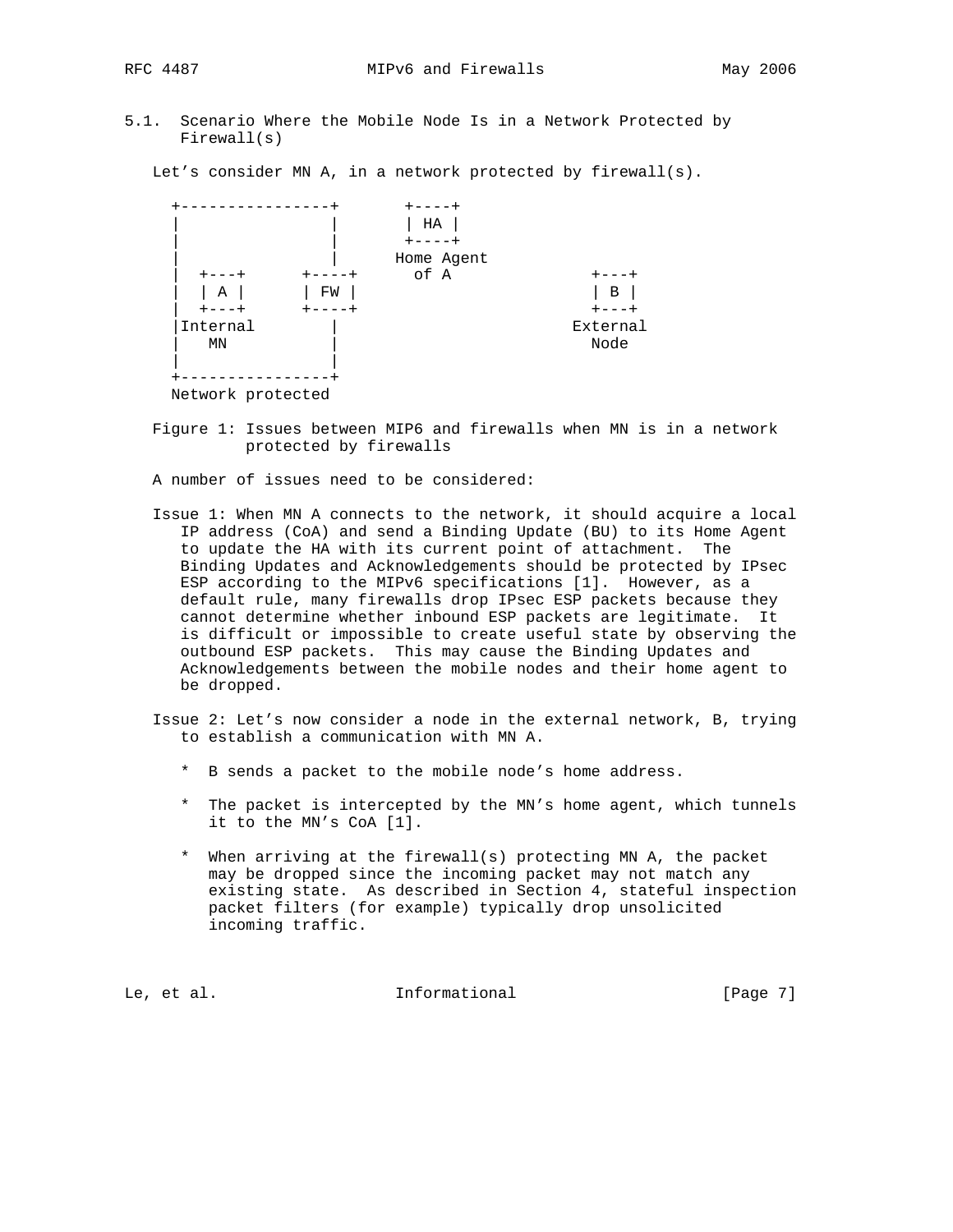### 5.1. Scenario Where the Mobile Node Is in a Network Protected by Firewall(s)

Let's consider MN A, in a network protected by firewall(s).

```
  +----------------+       +----+
  |                |       | HA |
  |                |       +----+
  |                |     Home Agent
  |  +---+      +----+     of A              +---+
  |  | A |      | FW |                       | B |
  |  +---+      +----+                       +---+
  |Internal        |                       External
  |   MN           |                         Node
  |                |
  +----------------+
  Network protected
```

Figure 1: Issues between MIP6 and firewalls when MN is in a network protected by firewalls

A number of issues need to be considered:

Issue 1: When MN A connects to the network, it should acquire a local IP address (CoA) and send a Binding Update (BU) to its Home Agent to update the HA with its current point of attachment. The Binding Updates and Acknowledgements should be protected by IPsec ESP according to the MIPv6 specifications [1]. However, as a default rule, many firewalls drop IPsec ESP packets because they cannot determine whether inbound ESP packets are legitimate. It is difficult or impossible to create useful state by observing the outbound ESP packets. This may cause the Binding Updates and Acknowledgements between the mobile nodes and their home agent to be dropped.

Issue 2: Let's now consider a node in the external network, B, trying to establish a communication with MN A.

* B sends a packet to the mobile node's home address.

* The packet is intercepted by the MN's home agent, which tunnels it to the MN's CoA [1].

* When arriving at the firewall(s) protecting MN A, the packet may be dropped since the incoming packet may not match any existing state. As described in Section 4, stateful inspection packet filters (for example) typically drop unsolicited incoming traffic.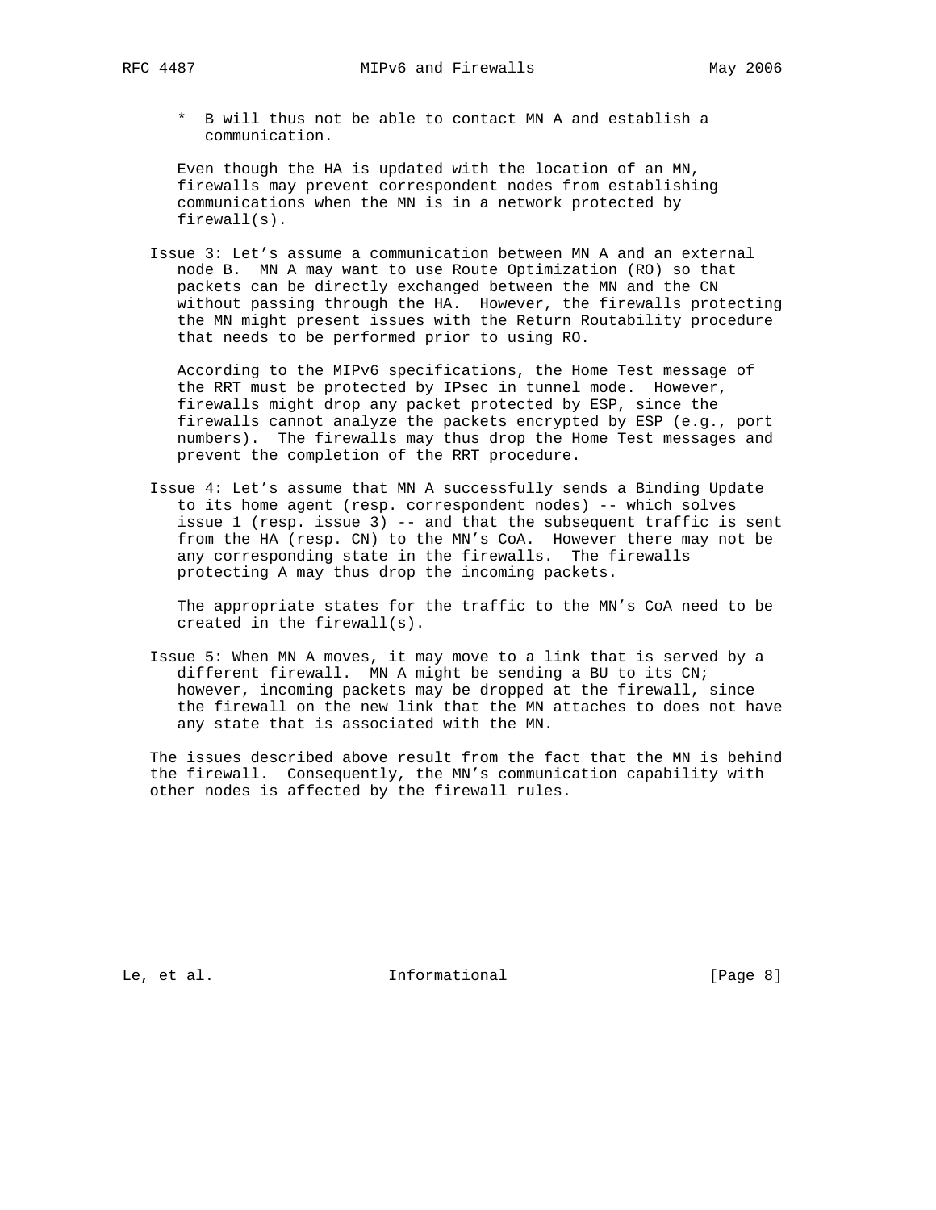* B will thus not be able to contact MN A and establish a communication.

Even though the HA is updated with the location of an MN, firewalls may prevent correspondent nodes from establishing communications when the MN is in a network protected by firewall(s).

Issue 3: Let's assume a communication between MN A and an external node B. MN A may want to use Route Optimization (RO) so that packets can be directly exchanged between the MN and the CN without passing through the HA. However, the firewalls protecting the MN might present issues with the Return Routability procedure that needs to be performed prior to using RO.

According to the MIPv6 specifications, the Home Test message of the RRT must be protected by IPsec in tunnel mode. However, firewalls might drop any packet protected by ESP, since the firewalls cannot analyze the packets encrypted by ESP (e.g., port numbers). The firewalls may thus drop the Home Test messages and prevent the completion of the RRT procedure.

Issue 4: Let's assume that MN A successfully sends a Binding Update to its home agent (resp. correspondent nodes) -- which solves issue 1 (resp. issue 3) -- and that the subsequent traffic is sent from the HA (resp. CN) to the MN's CoA. However there may not be any corresponding state in the firewalls. The firewalls protecting A may thus drop the incoming packets.

The appropriate states for the traffic to the MN's CoA need to be created in the firewall(s).

Issue 5: When MN A moves, it may move to a link that is served by a different firewall. MN A might be sending a BU to its CN; however, incoming packets may be dropped at the firewall, since the firewall on the new link that the MN attaches to does not have any state that is associated with the MN.

The issues described above result from the fact that the MN is behind the firewall. Consequently, the MN's communication capability with other nodes is affected by the firewall rules.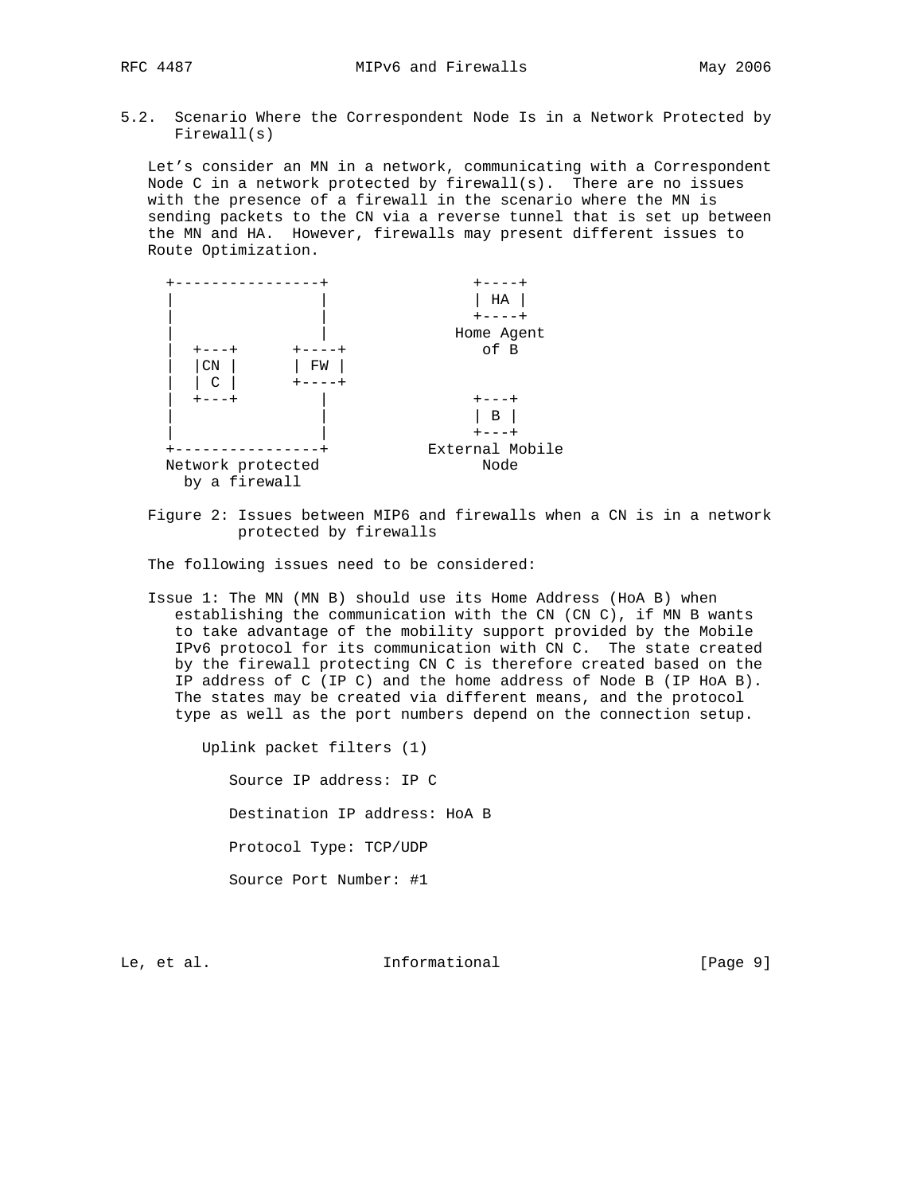### 5.2. Scenario Where the Correspondent Node Is in a Network Protected by Firewall(s)

Let's consider an MN in a network, communicating with a Correspondent Node C in a network protected by firewall(s). There are no issues with the presence of a firewall in the scenario where the MN is sending packets to the CN via a reverse tunnel that is set up between the MN and HA. However, firewalls may present different issues to Route Optimization.

```
   +----------------+               +----+
   |                |               | HA |
   |                |               +----+
   |                |             Home Agent
   |  +---+      +----+              of B
   |  |CN |      | FW |
   |  | C |      +----+
   |  +---+         |               +---+
   |                |               | B |
   |                |               +---+
   +----------------+           External Mobile
   Network protected                 Node
     by a firewall
```

Figure 2: Issues between MIP6 and firewalls when a CN is in a network protected by firewalls

The following issues need to be considered:

Issue 1: The MN (MN B) should use its Home Address (HoA B) when establishing the communication with the CN (CN C), if MN B wants to take advantage of the mobility support provided by the Mobile IPv6 protocol for its communication with CN C. The state created by the firewall protecting CN C is therefore created based on the IP address of C (IP C) and the home address of Node B (IP HoA B). The states may be created via different means, and the protocol type as well as the port numbers depend on the connection setup.

Uplink packet filters (1)

Source IP address: IP C

Destination IP address: HoA B

Protocol Type: TCP/UDP

Source Port Number: #1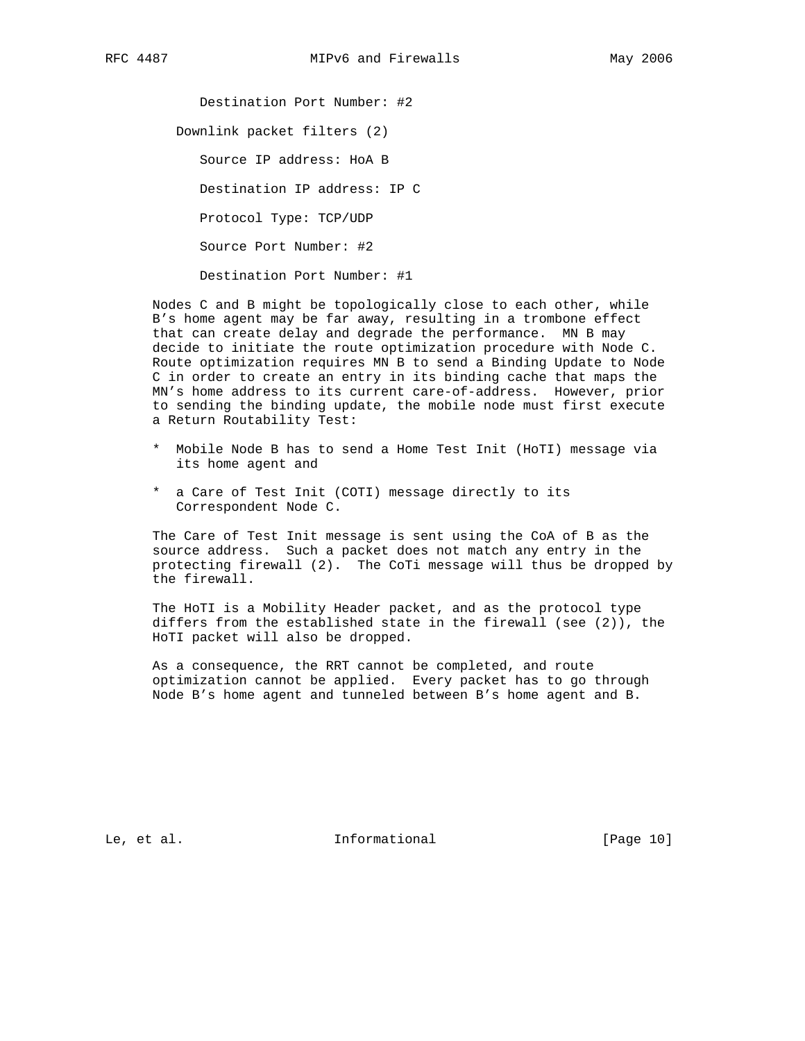Destination Port Number: #2

Downlink packet filters (2)

Source IP address: HoA B

Destination IP address: IP C

Protocol Type: TCP/UDP

Source Port Number: #2

Destination Port Number: #1

Nodes C and B might be topologically close to each other, while B's home agent may be far away, resulting in a trombone effect that can create delay and degrade the performance. MN B may decide to initiate the route optimization procedure with Node C. Route optimization requires MN B to send a Binding Update to Node C in order to create an entry in its binding cache that maps the MN's home address to its current care-of-address. However, prior to sending the binding update, the mobile node must first execute a Return Routability Test:

* Mobile Node B has to send a Home Test Init (HoTI) message via its home agent and
* a Care of Test Init (COTI) message directly to its Correspondent Node C.

The Care of Test Init message is sent using the CoA of B as the source address. Such a packet does not match any entry in the protecting firewall (2). The CoTi message will thus be dropped by the firewall.

The HoTI is a Mobility Header packet, and as the protocol type differs from the established state in the firewall (see (2)), the HoTI packet will also be dropped.

As a consequence, the RRT cannot be completed, and route optimization cannot be applied. Every packet has to go through Node B's home agent and tunneled between B's home agent and B.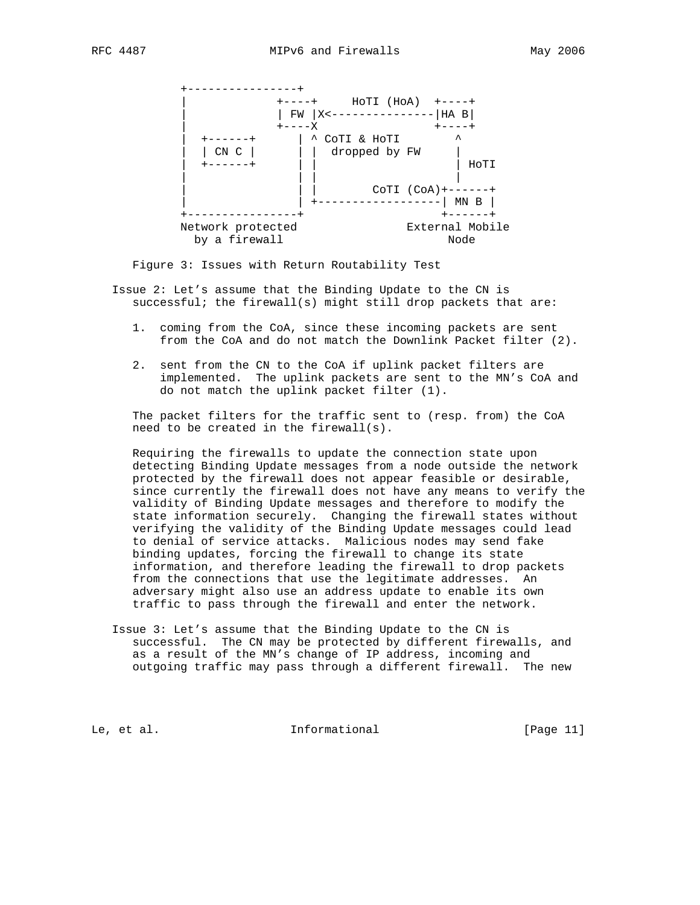```
   +----------------+
   |             +----+     HoTI (HoA)  +----+
   |             | FW |X<---------------|HA B|
   |             +----X                 +----+
   |  +------+      | ^ CoTI & HoTI        ^
   |  | CN C |      | |  dropped by FW     |
   |  +------+      | |                    | HoTI
   |                | |                    |
   |                | |        CoTI (CoA)+------+
   |                | +------------------| MN B |
   +----------------+                    +------+
  Network protected               External Mobile
    by a firewall                      Node
```

Figure 3: Issues with Return Routability Test

Issue 2: Let's assume that the Binding Update to the CN is successful; the firewall(s) might still drop packets that are:

1. coming from the CoA, since these incoming packets are sent from the CoA and do not match the Downlink Packet filter (2).

2. sent from the CN to the CoA if uplink packet filters are implemented. The uplink packets are sent to the MN's CoA and do not match the uplink packet filter (1).

The packet filters for the traffic sent to (resp. from) the CoA need to be created in the firewall(s).

Requiring the firewalls to update the connection state upon detecting Binding Update messages from a node outside the network protected by the firewall does not appear feasible or desirable, since currently the firewall does not have any means to verify the validity of Binding Update messages and therefore to modify the state information securely. Changing the firewall states without verifying the validity of the Binding Update messages could lead to denial of service attacks. Malicious nodes may send fake binding updates, forcing the firewall to change its state information, and therefore leading the firewall to drop packets from the connections that use the legitimate addresses. An adversary might also use an address update to enable its own traffic to pass through the firewall and enter the network.

Issue 3: Let's assume that the Binding Update to the CN is successful. The CN may be protected by different firewalls, and as a result of the MN's change of IP address, incoming and outgoing traffic may pass through a different firewall. The new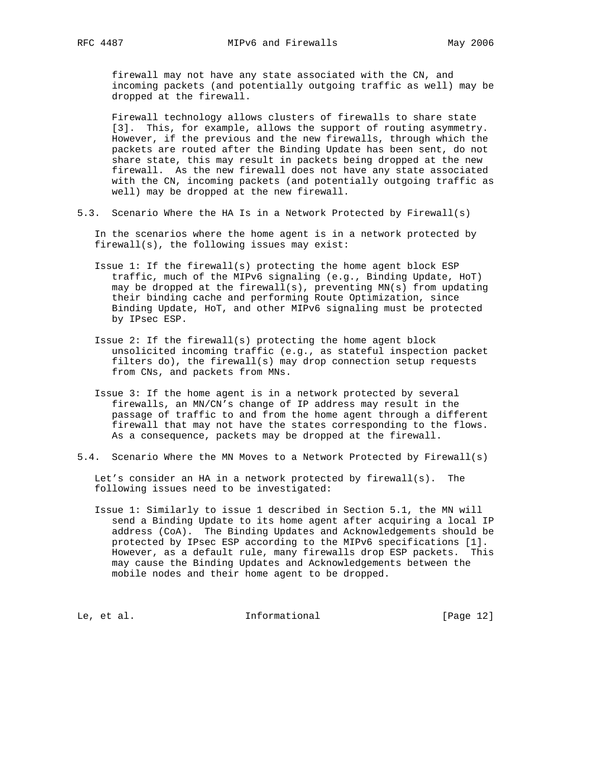firewall may not have any state associated with the CN, and incoming packets (and potentially outgoing traffic as well) may be dropped at the firewall.

Firewall technology allows clusters of firewalls to share state [3]. This, for example, allows the support of routing asymmetry. However, if the previous and the new firewalls, through which the packets are routed after the Binding Update has been sent, do not share state, this may result in packets being dropped at the new firewall. As the new firewall does not have any state associated with the CN, incoming packets (and potentially outgoing traffic as well) may be dropped at the new firewall.

### 5.3. Scenario Where the HA Is in a Network Protected by Firewall(s)

In the scenarios where the home agent is in a network protected by firewall(s), the following issues may exist:

Issue 1: If the firewall(s) protecting the home agent block ESP traffic, much of the MIPv6 signaling (e.g., Binding Update, HoT) may be dropped at the firewall(s), preventing MN(s) from updating their binding cache and performing Route Optimization, since Binding Update, HoT, and other MIPv6 signaling must be protected by IPsec ESP.

Issue 2: If the firewall(s) protecting the home agent block unsolicited incoming traffic (e.g., as stateful inspection packet filters do), the firewall(s) may drop connection setup requests from CNs, and packets from MNs.

Issue 3: If the home agent is in a network protected by several firewalls, an MN/CN's change of IP address may result in the passage of traffic to and from the home agent through a different firewall that may not have the states corresponding to the flows. As a consequence, packets may be dropped at the firewall.

### 5.4. Scenario Where the MN Moves to a Network Protected by Firewall(s)

Let's consider an HA in a network protected by firewall(s). The following issues need to be investigated:

Issue 1: Similarly to issue 1 described in Section 5.1, the MN will send a Binding Update to its home agent after acquiring a local IP address (CoA). The Binding Updates and Acknowledgements should be protected by IPsec ESP according to the MIPv6 specifications [1]. However, as a default rule, many firewalls drop ESP packets. This may cause the Binding Updates and Acknowledgements between the mobile nodes and their home agent to be dropped.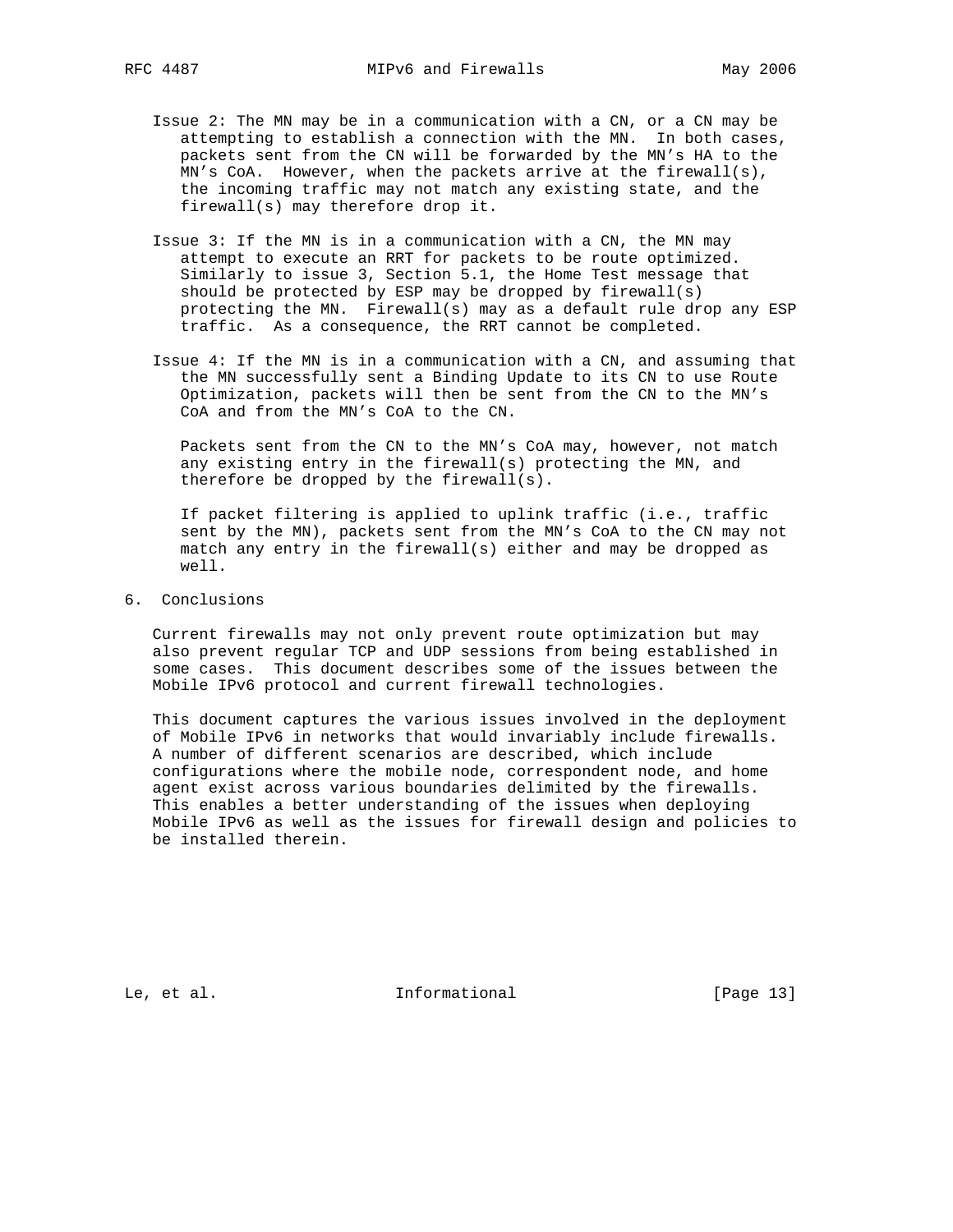Issue 2: The MN may be in a communication with a CN, or a CN may be attempting to establish a connection with the MN. In both cases, packets sent from the CN will be forwarded by the MN's HA to the MN's CoA. However, when the packets arrive at the firewall(s), the incoming traffic may not match any existing state, and the firewall(s) may therefore drop it.

Issue 3: If the MN is in a communication with a CN, the MN may attempt to execute an RRT for packets to be route optimized. Similarly to issue 3, Section 5.1, the Home Test message that should be protected by ESP may be dropped by firewall(s) protecting the MN. Firewall(s) may as a default rule drop any ESP traffic. As a consequence, the RRT cannot be completed.

Issue 4: If the MN is in a communication with a CN, and assuming that the MN successfully sent a Binding Update to its CN to use Route Optimization, packets will then be sent from the CN to the MN's CoA and from the MN's CoA to the CN.

Packets sent from the CN to the MN's CoA may, however, not match any existing entry in the firewall(s) protecting the MN, and therefore be dropped by the firewall(s).

If packet filtering is applied to uplink traffic (i.e., traffic sent by the MN), packets sent from the MN's CoA to the CN may not match any entry in the firewall(s) either and may be dropped as well.

## 6. Conclusions

Current firewalls may not only prevent route optimization but may also prevent regular TCP and UDP sessions from being established in some cases. This document describes some of the issues between the Mobile IPv6 protocol and current firewall technologies.

This document captures the various issues involved in the deployment of Mobile IPv6 in networks that would invariably include firewalls. A number of different scenarios are described, which include configurations where the mobile node, correspondent node, and home agent exist across various boundaries delimited by the firewalls. This enables a better understanding of the issues when deploying Mobile IPv6 as well as the issues for firewall design and policies to be installed therein.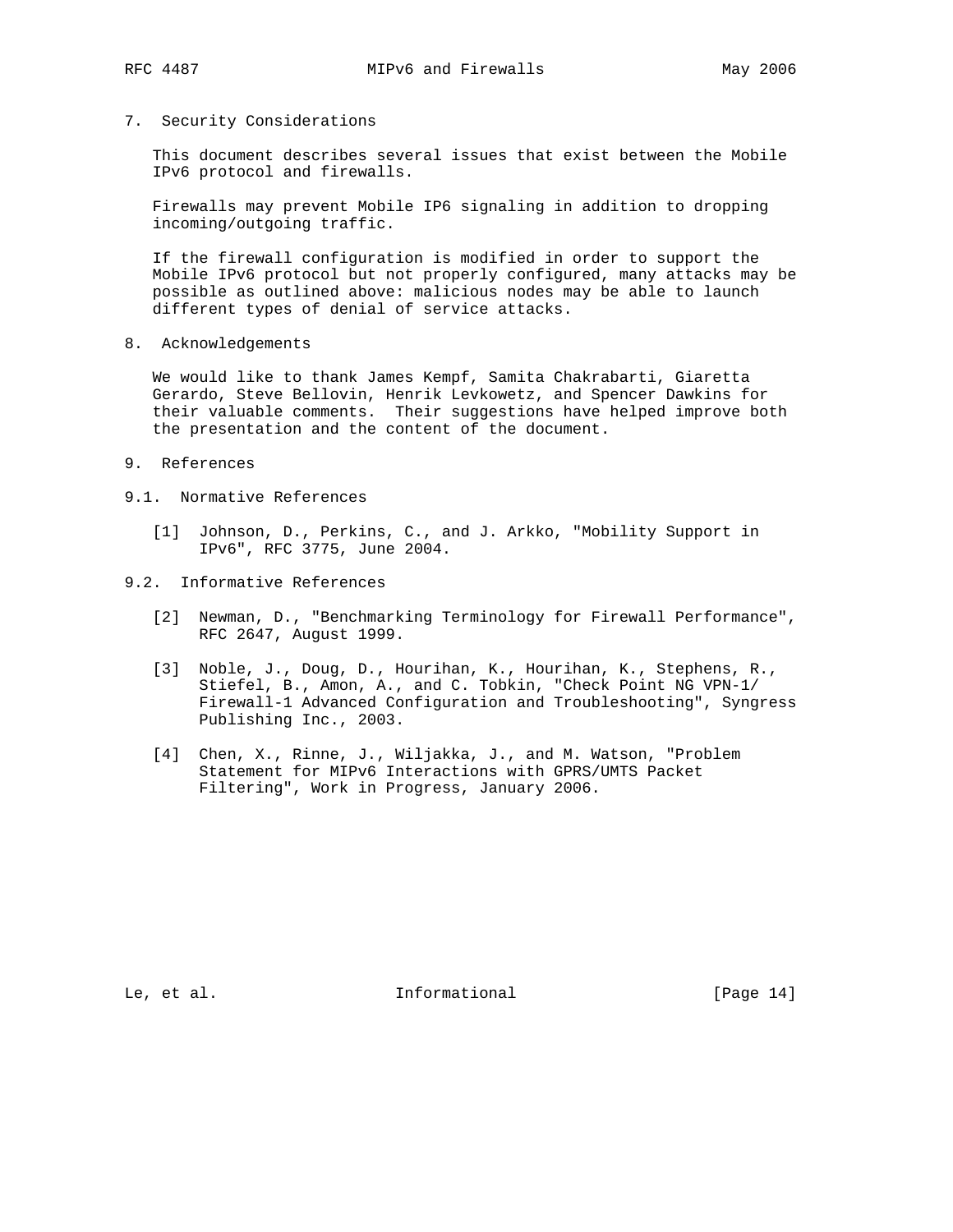## 7. Security Considerations

This document describes several issues that exist between the Mobile IPv6 protocol and firewalls.

Firewalls may prevent Mobile IP6 signaling in addition to dropping incoming/outgoing traffic.

If the firewall configuration is modified in order to support the Mobile IPv6 protocol but not properly configured, many attacks may be possible as outlined above: malicious nodes may be able to launch different types of denial of service attacks.

## 8. Acknowledgements

We would like to thank James Kempf, Samita Chakrabarti, Giaretta Gerardo, Steve Bellovin, Henrik Levkowetz, and Spencer Dawkins for their valuable comments. Their suggestions have helped improve both the presentation and the content of the document.

## 9. References

### 9.1. Normative References

[1] Johnson, D., Perkins, C., and J. Arkko, "Mobility Support in IPv6", RFC 3775, June 2004.

### 9.2. Informative References

[2] Newman, D., "Benchmarking Terminology for Firewall Performance", RFC 2647, August 1999.

[3] Noble, J., Doug, D., Hourihan, K., Hourihan, K., Stephens, R., Stiefel, B., Amon, A., and C. Tobkin, "Check Point NG VPN-1/ Firewall-1 Advanced Configuration and Troubleshooting", Syngress Publishing Inc., 2003.

[4] Chen, X., Rinne, J., Wiljakka, J., and M. Watson, "Problem Statement for MIPv6 Interactions with GPRS/UMTS Packet Filtering", Work in Progress, January 2006.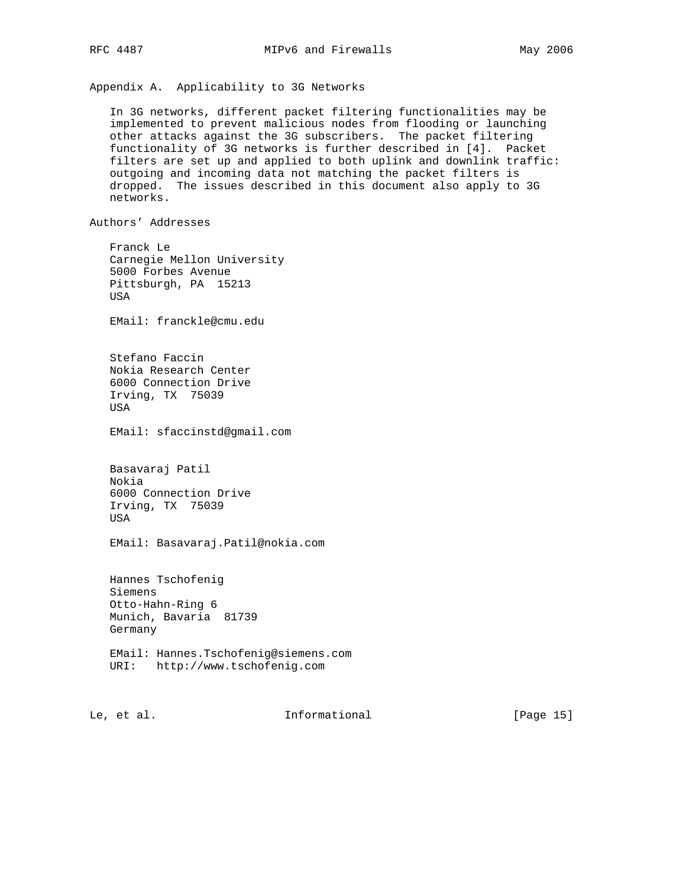## Appendix A. Applicability to 3G Networks

In 3G networks, different packet filtering functionalities may be implemented to prevent malicious nodes from flooding or launching other attacks against the 3G subscribers. The packet filtering functionality of 3G networks is further described in [4]. Packet filters are set up and applied to both uplink and downlink traffic: outgoing and incoming data not matching the packet filters is dropped. The issues described in this document also apply to 3G networks.

## Authors' Addresses

Franck Le
Carnegie Mellon University
5000 Forbes Avenue
Pittsburgh, PA 15213
USA

EMail: franckle@cmu.edu

Stefano Faccin
Nokia Research Center
6000 Connection Drive
Irving, TX 75039
USA

EMail: sfaccinstd@gmail.com

Basavaraj Patil
Nokia
6000 Connection Drive
Irving, TX 75039
USA

EMail: Basavaraj.Patil@nokia.com

Hannes Tschofenig
Siemens
Otto-Hahn-Ring 6
Munich, Bavaria 81739
Germany

EMail: Hannes.Tschofenig@siemens.com
URI: http://www.tschofenig.com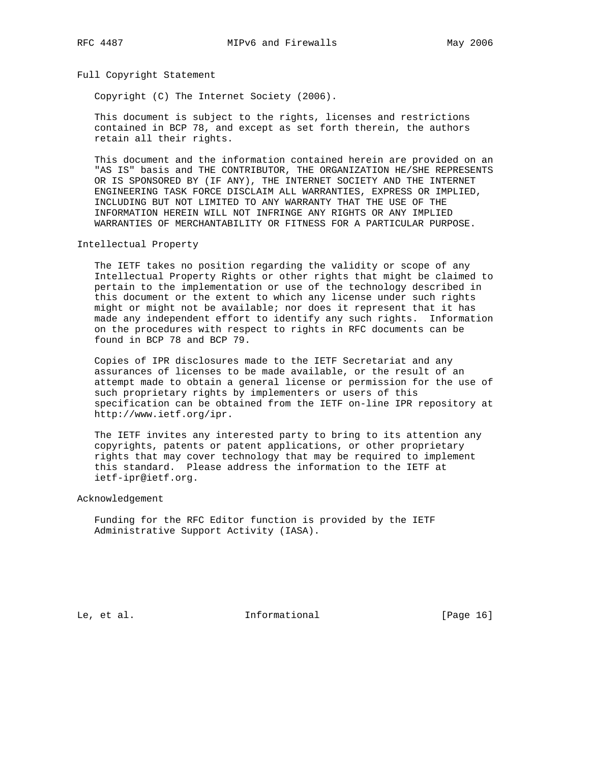## Full Copyright Statement

Copyright (C) The Internet Society (2006).

This document is subject to the rights, licenses and restrictions contained in BCP 78, and except as set forth therein, the authors retain all their rights.

This document and the information contained herein are provided on an "AS IS" basis and THE CONTRIBUTOR, THE ORGANIZATION HE/SHE REPRESENTS OR IS SPONSORED BY (IF ANY), THE INTERNET SOCIETY AND THE INTERNET ENGINEERING TASK FORCE DISCLAIM ALL WARRANTIES, EXPRESS OR IMPLIED, INCLUDING BUT NOT LIMITED TO ANY WARRANTY THAT THE USE OF THE INFORMATION HEREIN WILL NOT INFRINGE ANY RIGHTS OR ANY IMPLIED WARRANTIES OF MERCHANTABILITY OR FITNESS FOR A PARTICULAR PURPOSE.

## Intellectual Property

The IETF takes no position regarding the validity or scope of any Intellectual Property Rights or other rights that might be claimed to pertain to the implementation or use of the technology described in this document or the extent to which any license under such rights might or might not be available; nor does it represent that it has made any independent effort to identify any such rights. Information on the procedures with respect to rights in RFC documents can be found in BCP 78 and BCP 79.

Copies of IPR disclosures made to the IETF Secretariat and any assurances of licenses to be made available, or the result of an attempt made to obtain a general license or permission for the use of such proprietary rights by implementers or users of this specification can be obtained from the IETF on-line IPR repository at http://www.ietf.org/ipr.

The IETF invites any interested party to bring to its attention any copyrights, patents or patent applications, or other proprietary rights that may cover technology that may be required to implement this standard. Please address the information to the IETF at ietf-ipr@ietf.org.

## Acknowledgement

Funding for the RFC Editor function is provided by the IETF Administrative Support Activity (IASA).